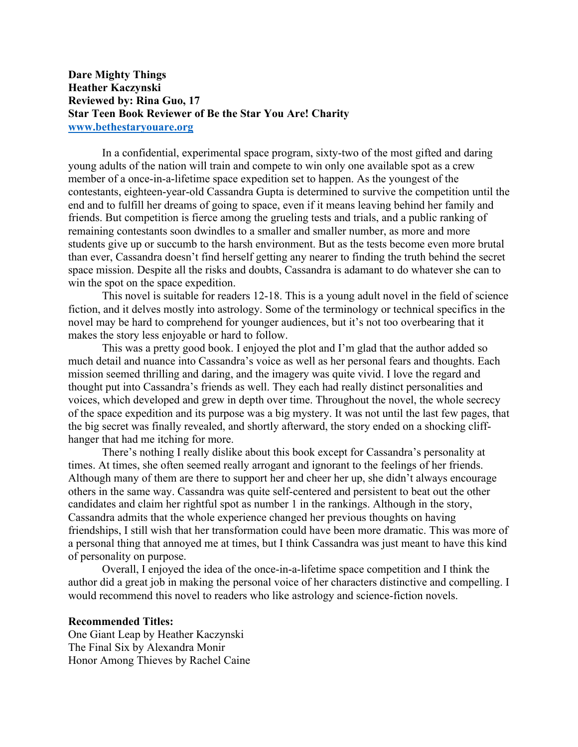**Dare Mighty Things**
**Heather Kaczynski**
**Reviewed by: Rina Guo, 17**
**Star Teen Book Reviewer of Be the Star You Are! Charity**
**[www.bethestaryouare.org](http://www.bethestaryouare.org)**

In a confidential, experimental space program, sixty-two of the most gifted and daring young adults of the nation will train and compete to win only one available spot as a crew member of a once-in-a-lifetime space expedition set to happen. As the youngest of the contestants, eighteen-year-old Cassandra Gupta is determined to survive the competition until the end and to fulfill her dreams of going to space, even if it means leaving behind her family and friends. But competition is fierce among the grueling tests and trials, and a public ranking of remaining contestants soon dwindles to a smaller and smaller number, as more and more students give up or succumb to the harsh environment. But as the tests become even more brutal than ever, Cassandra doesn't find herself getting any nearer to finding the truth behind the secret space mission. Despite all the risks and doubts, Cassandra is adamant to do whatever she can to win the spot on the space expedition.

This novel is suitable for readers 12-18. This is a young adult novel in the field of science fiction, and it delves mostly into astrology. Some of the terminology or technical specifics in the novel may be hard to comprehend for younger audiences, but it's not too overbearing that it makes the story less enjoyable or hard to follow.

This was a pretty good book. I enjoyed the plot and I'm glad that the author added so much detail and nuance into Cassandra's voice as well as her personal fears and thoughts. Each mission seemed thrilling and daring, and the imagery was quite vivid. I love the regard and thought put into Cassandra's friends as well. They each had really distinct personalities and voices, which developed and grew in depth over time. Throughout the novel, the whole secrecy of the space expedition and its purpose was a big mystery. It was not until the last few pages, that the big secret was finally revealed, and shortly afterward, the story ended on a shocking cliff-hanger that had me itching for more.

There's nothing I really dislike about this book except for Cassandra's personality at times. At times, she often seemed really arrogant and ignorant to the feelings of her friends. Although many of them are there to support her and cheer her up, she didn't always encourage others in the same way. Cassandra was quite self-centered and persistent to beat out the other candidates and claim her rightful spot as number 1 in the rankings. Although in the story, Cassandra admits that the whole experience changed her previous thoughts on having friendships, I still wish that her transformation could have been more dramatic. This was more of a personal thing that annoyed me at times, but I think Cassandra was just meant to have this kind of personality on purpose.

Overall, I enjoyed the idea of the once-in-a-lifetime space competition and I think the author did a great job in making the personal voice of her characters distinctive and compelling. I would recommend this novel to readers who like astrology and science-fiction novels.

**Recommended Titles:**
One Giant Leap by Heather Kaczynski
The Final Six by Alexandra Monir
Honor Among Thieves by Rachel Caine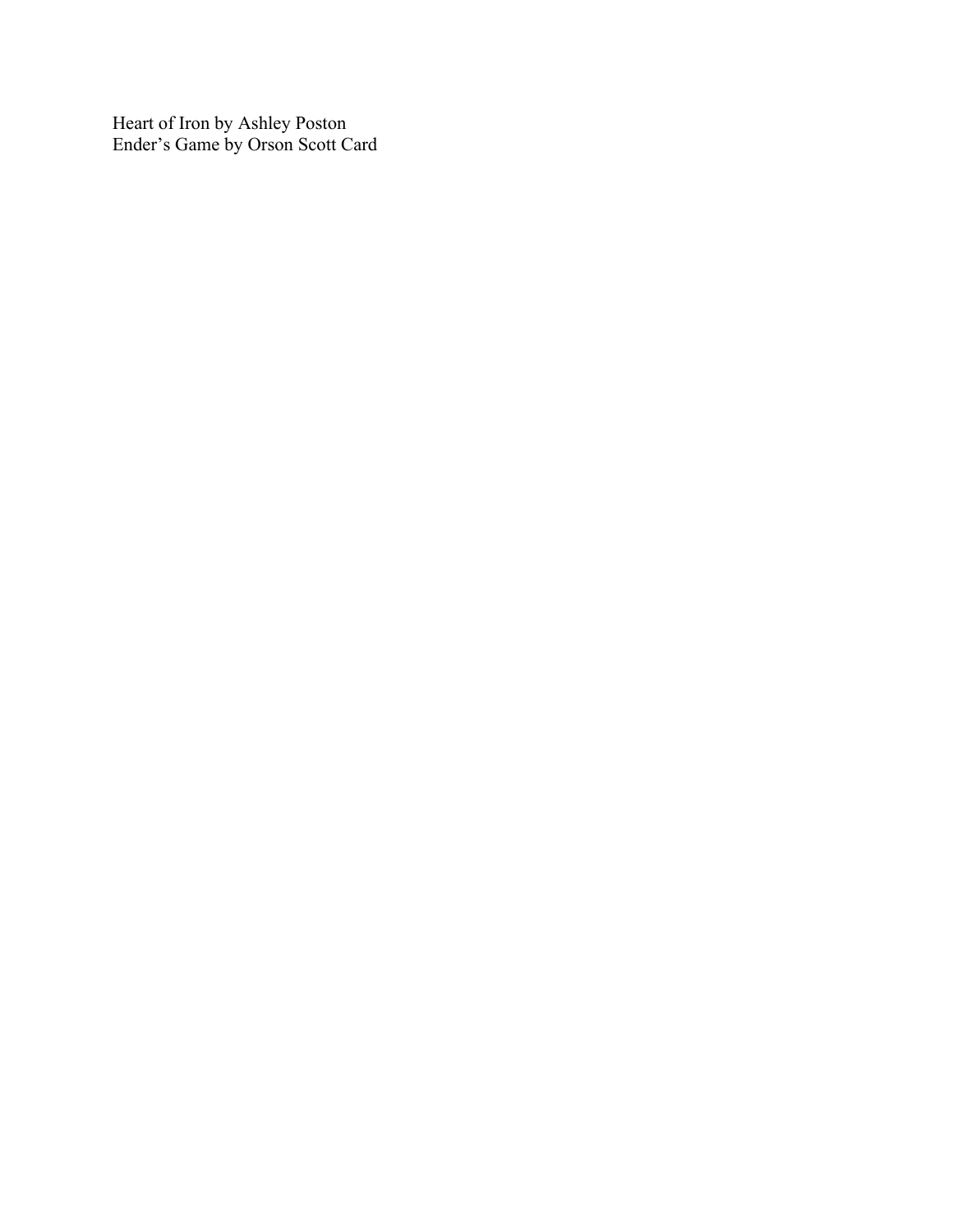Heart of Iron by Ashley Poston
Ender's Game by Orson Scott Card